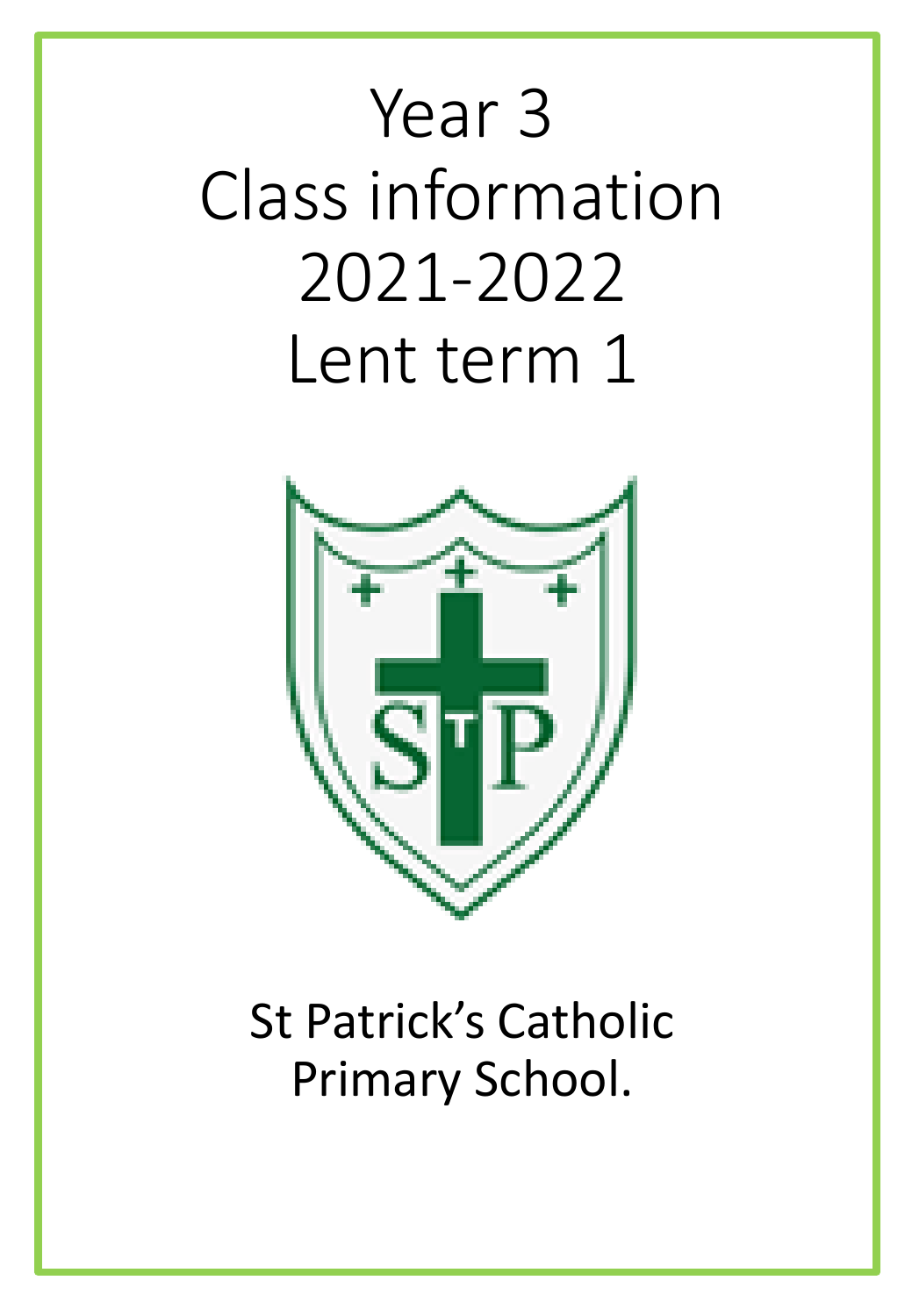# Year 3
# Class information
# 2021-2022
# Lent term 1

St Patrick's Catholic Primary School.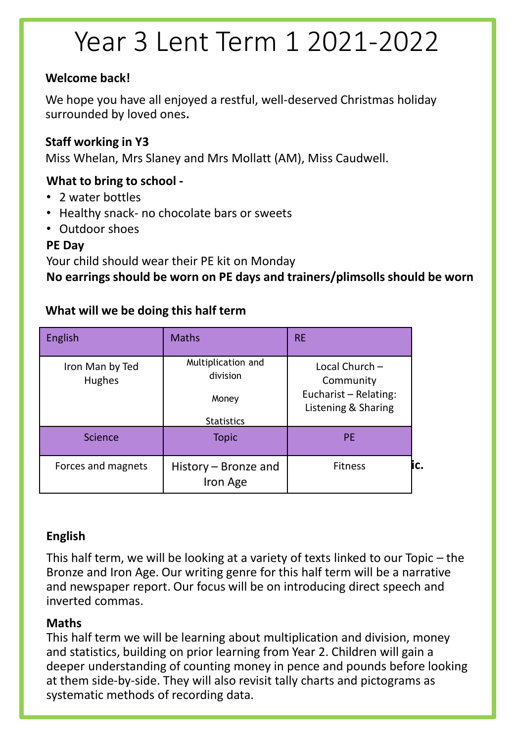# Year 3 Lent Term 1 2021-2022

**Welcome back!**

We hope you have all enjoyed a restful, well-deserved Christmas holiday surrounded by loved ones**.**

**Staff working in Y3**

Miss Whelan, Mrs Slaney and Mrs Mollatt (AM), Miss Caudwell.

**What to bring to school -**

- 2 water bottles
- Healthy snack- no chocolate bars or sweets
- Outdoor shoes

**PE Day**

Your child should wear their PE kit on Monday

**No earrings should be worn on PE days and trainers/plimsolls should be worn**

**What will we be doing this half term**

| English | Maths | RE |
| --- | --- | --- |
| Iron Man by Ted Hughes | Multiplication and division<br><br>Money<br><br>Statistics | Local Church – Community<br>Eucharist – Relating: Listening & Sharing |
| **Science** | **Topic** | **PE** |
| Forces and magnets | History – Bronze and Iron Age | Fitness |

**ic.**

**English**

This half term, we will be looking at a variety of texts linked to our Topic – the Bronze and Iron Age. Our writing genre for this half term will be a narrative and newspaper report. Our focus will be on introducing direct speech and inverted commas.

**Maths**

This half term we will be learning about multiplication and division, money and statistics, building on prior learning from Year 2. Children will gain a deeper understanding of counting money in pence and pounds before looking at them side-by-side. They will also revisit tally charts and pictograms as systematic methods of recording data.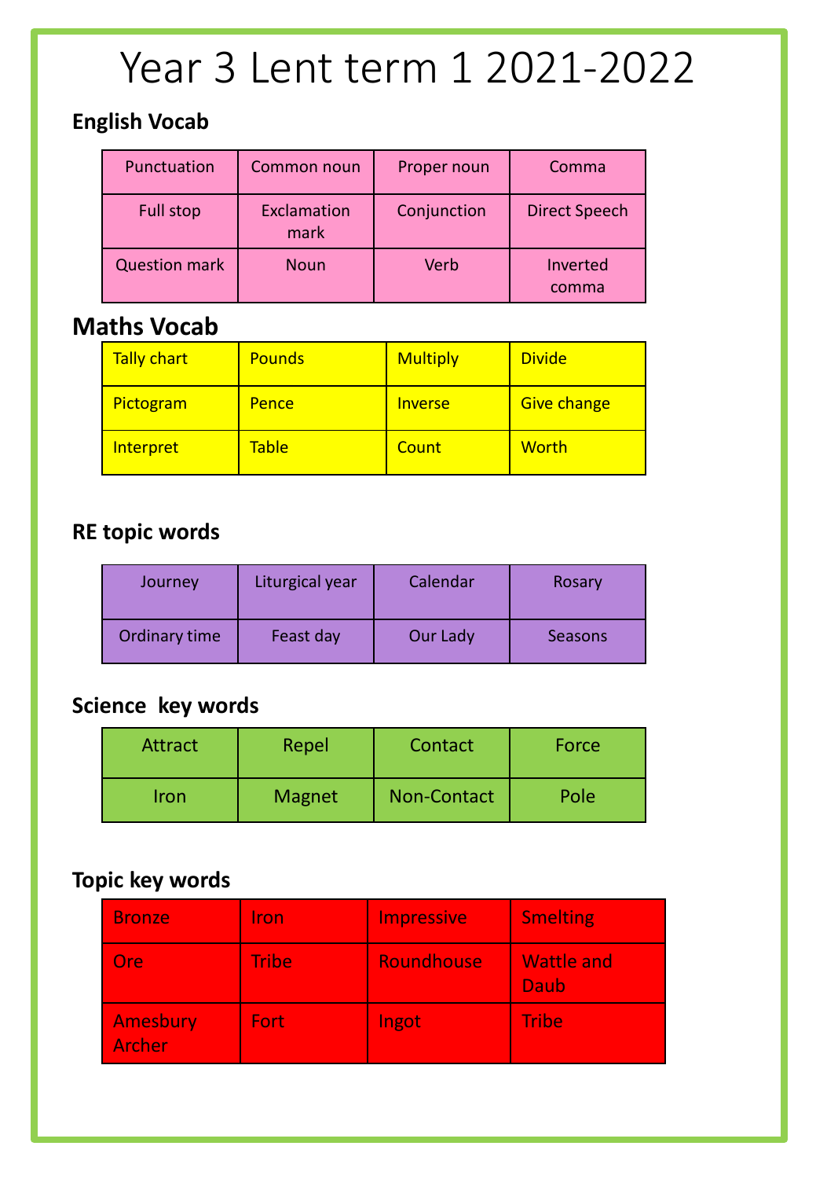# Year 3 Lent term 1 2021-2022

## English Vocab

| | | | |
|---|---|---|---|
| Punctuation | Common noun | Proper noun | Comma |
| Full stop | Exclamation mark | Conjunction | Direct Speech |
| Question mark | Noun | Verb | Inverted comma |

## Maths Vocab

| | | | |
|---|---|---|---|
| Tally chart | Pounds | Multiply | Divide |
| Pictogram | Pence | Inverse | Give change |
| Interpret | Table | Count | Worth |

## RE topic words

| | | | |
|---|---|---|---|
| Journey | Liturgical year | Calendar | Rosary |
| Ordinary time | Feast day | Our Lady | Seasons |

## Science key words

| | | | |
|---|---|---|---|
| Attract | Repel | Contact | Force |
| Iron | Magnet | Non-Contact | Pole |

## Topic key words

| | | | |
|---|---|---|---|
| Bronze | Iron | Impressive | Smelting |
| Ore | Tribe | Roundhouse | Wattle and Daub |
| Amesbury Archer | Fort | Ingot | Tribe |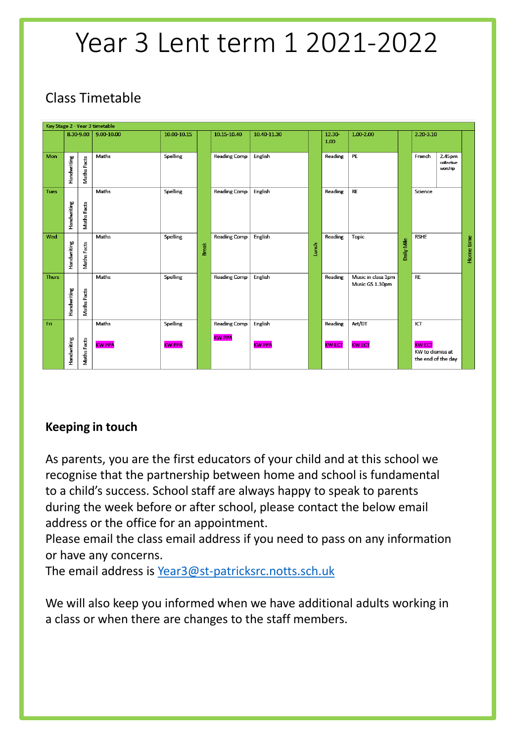# Year 3 Lent term 1 2021-2022

## Class Timetable

| Key Stage 2 - Year 3 timetable | | | | | | | | | | | | | | |
|---|---|---|---|---|---|---|---|---|---|---|---|---|---|---|
| | 8.30-9.00 | | 9.00-10.00 | 10.00-10.15 | | 10.15-10.40 | 10.40-11.30 | | 12.30-1.00 | 1.00-2.00 | | 2.20-3.10 | | |
| Mon | Handwriting | Maths Facts | Maths | Spelling | Break | Reading Comp | English | Lunch | Reading | PE | Daily Mile | French | 2.45pm collective worship | Home time |
| Tues | Handwriting | Maths Facts | Maths | Spelling | Break | Reading Comp | English | Lunch | Reading | RE | Daily Mile | Science | | Home time |
| Wed | Handwriting | Maths Facts | Maths | Spelling | Break | Reading Comp | English | Lunch | Reading | Topic | Daily Mile | RSHE | | Home time |
| Thurs | Handwriting | Maths Facts | Maths | Spelling | Break | Reading Comp | English | Lunch | Reading | Music in class 1pm Music GS 1.30pm | Daily Mile | RE | | Home time |
| Fri | Handwriting | Maths Facts | Maths KW PPA | Spelling KW PPA | Break | Reading Comp KW PPA | English KW PPA | Lunch | Reading KW ECT | Art/DT KW ECT | Daily Mile | ICT KW ECT KW to dismiss at the end of the day | | Home time |

**Keeping in touch**

As parents, you are the first educators of your child and at this school we recognise that the partnership between home and school is fundamental to a child's success. School staff are always happy to speak to parents during the week before or after school, please contact the below email address or the office for an appointment.
Please email the class email address if you need to pass on any information or have any concerns.
The email address is Year3@st-patricksrc.notts.sch.uk

We will also keep you informed when we have additional adults working in a class or when there are changes to the staff members.